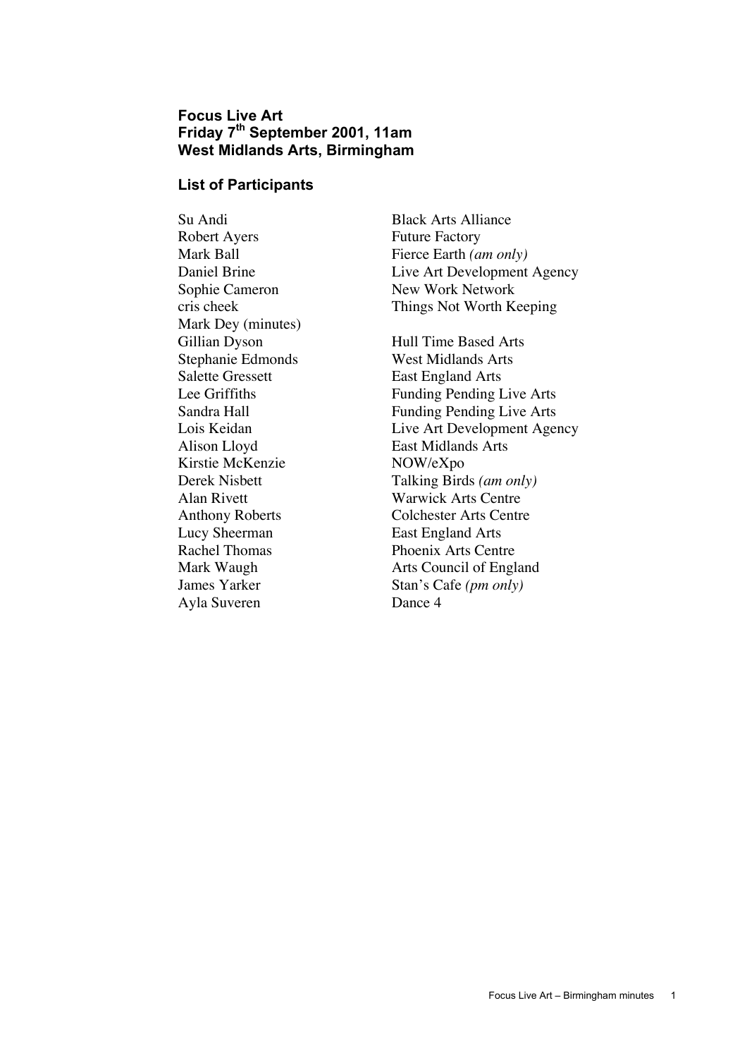**Focus Live Art**
**Friday 7th September 2001, 11am**
**West Midlands Arts, Birmingham**

## List of Participants

| | |
|---|---|
| Su Andi | Black Arts Alliance |
| Robert Ayers | Future Factory |
| Mark Ball | Fierce Earth *(am only)* |
| Daniel Brine | Live Art Development Agency |
| Sophie Cameron | New Work Network |
| cris cheek | Things Not Worth Keeping |
| Mark Dey (minutes) | |
| Gillian Dyson | Hull Time Based Arts |
| Stephanie Edmonds | West Midlands Arts |
| Salette Gressett | East England Arts |
| Lee Griffiths | Funding Pending Live Arts |
| Sandra Hall | Funding Pending Live Arts |
| Lois Keidan | Live Art Development Agency |
| Alison Lloyd | East Midlands Arts |
| Kirstie McKenzie | NOW/eXpo |
| Derek Nisbett | Talking Birds *(am only)* |
| Alan Rivett | Warwick Arts Centre |
| Anthony Roberts | Colchester Arts Centre |
| Lucy Sheerman | East England Arts |
| Rachel Thomas | Phoenix Arts Centre |
| Mark Waugh | Arts Council of England |
| James Yarker | Stan's Cafe *(pm only)* |
| Ayla Suveren | Dance 4 |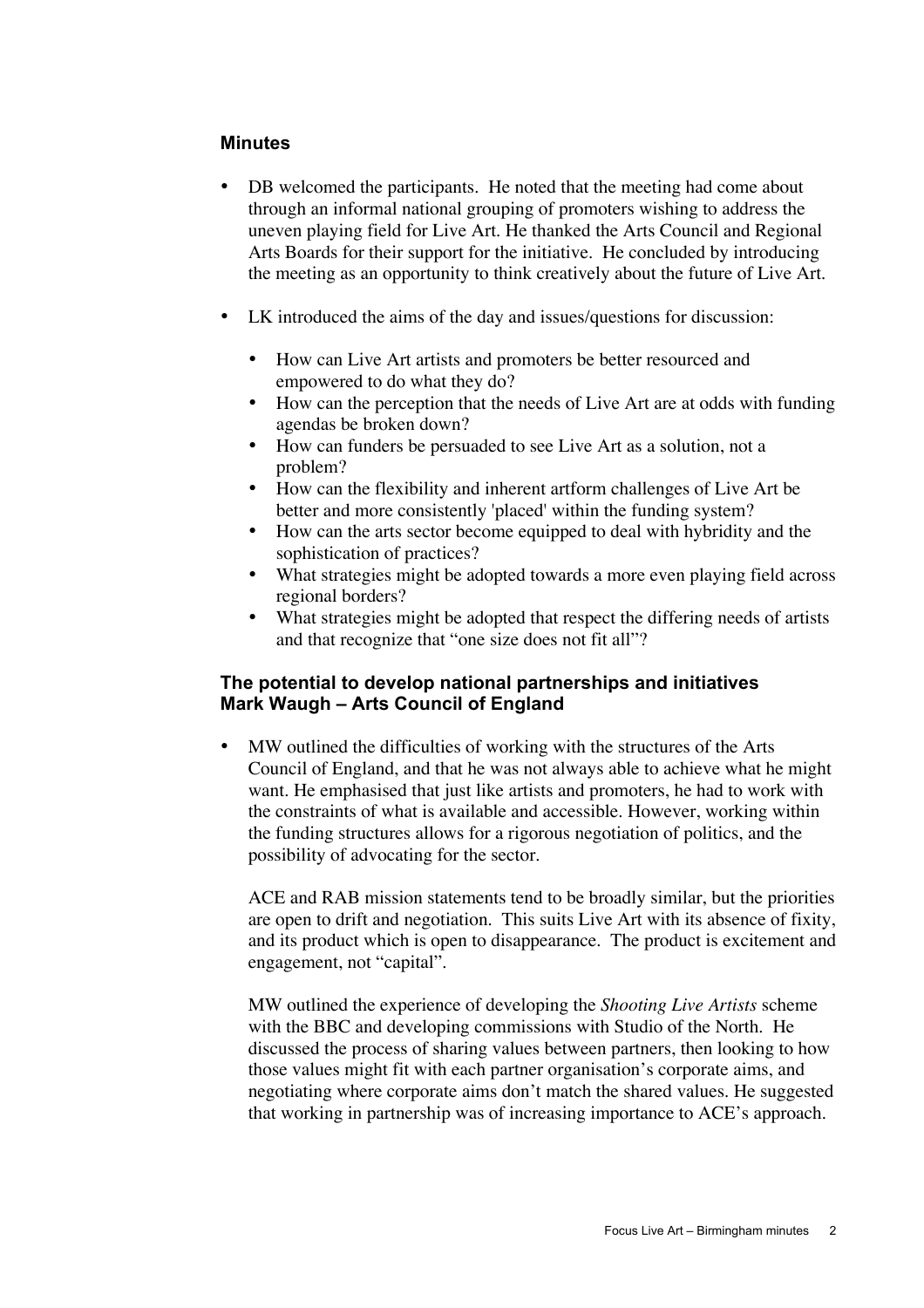## Minutes

- DB welcomed the participants. He noted that the meeting had come about through an informal national grouping of promoters wishing to address the uneven playing field for Live Art. He thanked the Arts Council and Regional Arts Boards for their support for the initiative. He concluded by introducing the meeting as an opportunity to think creatively about the future of Live Art.

- LK introduced the aims of the day and issues/questions for discussion:

  - How can Live Art artists and promoters be better resourced and empowered to do what they do?
  - How can the perception that the needs of Live Art are at odds with funding agendas be broken down?
  - How can funders be persuaded to see Live Art as a solution, not a problem?
  - How can the flexibility and inherent artform challenges of Live Art be better and more consistently 'placed' within the funding system?
  - How can the arts sector become equipped to deal with hybridity and the sophistication of practices?
  - What strategies might be adopted towards a more even playing field across regional borders?
  - What strategies might be adopted that respect the differing needs of artists and that recognize that "one size does not fit all"?

### The potential to develop national partnerships and initiatives
### Mark Waugh – Arts Council of England

- MW outlined the difficulties of working with the structures of the Arts Council of England, and that he was not always able to achieve what he might want. He emphasised that just like artists and promoters, he had to work with the constraints of what is available and accessible. However, working within the funding structures allows for a rigorous negotiation of politics, and the possibility of advocating for the sector.

  ACE and RAB mission statements tend to be broadly similar, but the priorities are open to drift and negotiation. This suits Live Art with its absence of fixity, and its product which is open to disappearance. The product is excitement and engagement, not "capital".

  MW outlined the experience of developing the *Shooting Live Artists* scheme with the BBC and developing commissions with Studio of the North. He discussed the process of sharing values between partners, then looking to how those values might fit with each partner organisation's corporate aims, and negotiating where corporate aims don't match the shared values. He suggested that working in partnership was of increasing importance to ACE's approach.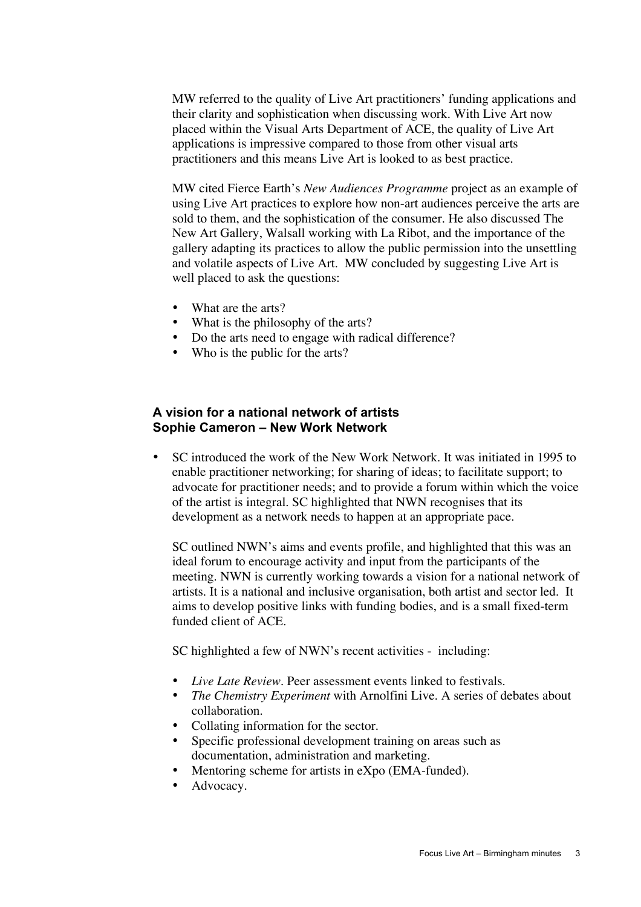MW referred to the quality of Live Art practitioners' funding applications and their clarity and sophistication when discussing work. With Live Art now placed within the Visual Arts Department of ACE, the quality of Live Art applications is impressive compared to those from other visual arts practitioners and this means Live Art is looked to as best practice.

MW cited Fierce Earth's *New Audiences Programme* project as an example of using Live Art practices to explore how non-art audiences perceive the arts are sold to them, and the sophistication of the consumer. He also discussed The New Art Gallery, Walsall working with La Ribot, and the importance of the gallery adapting its practices to allow the public permission into the unsettling and volatile aspects of Live Art. MW concluded by suggesting Live Art is well placed to ask the questions:

- What are the arts?
- What is the philosophy of the arts?
- Do the arts need to engage with radical difference?
- Who is the public for the arts?

### A vision for a national network of artists
### Sophie Cameron – New Work Network

- SC introduced the work of the New Work Network. It was initiated in 1995 to enable practitioner networking; for sharing of ideas; to facilitate support; to advocate for practitioner needs; and to provide a forum within which the voice of the artist is integral. SC highlighted that NWN recognises that its development as a network needs to happen at an appropriate pace.

  SC outlined NWN's aims and events profile, and highlighted that this was an ideal forum to encourage activity and input from the participants of the meeting. NWN is currently working towards a vision for a national network of artists. It is a national and inclusive organisation, both artist and sector led. It aims to develop positive links with funding bodies, and is a small fixed-term funded client of ACE.

  SC highlighted a few of NWN's recent activities - including:

  - *Live Late Review*. Peer assessment events linked to festivals.
  - *The Chemistry Experiment* with Arnolfini Live. A series of debates about collaboration.
  - Collating information for the sector.
  - Specific professional development training on areas such as documentation, administration and marketing.
  - Mentoring scheme for artists in eXpo (EMA-funded).
  - Advocacy.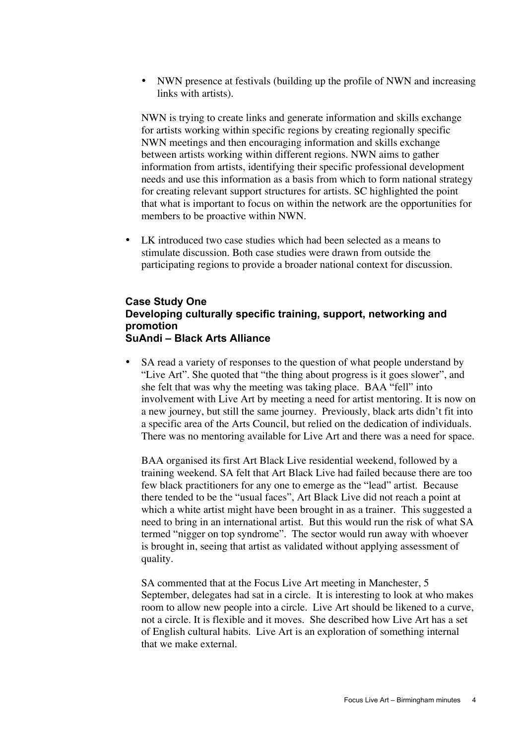- NWN presence at festivals (building up the profile of NWN and increasing links with artists).

  NWN is trying to create links and generate information and skills exchange for artists working within specific regions by creating regionally specific NWN meetings and then encouraging information and skills exchange between artists working within different regions. NWN aims to gather information from artists, identifying their specific professional development needs and use this information as a basis from which to form national strategy for creating relevant support structures for artists. SC highlighted the point that what is important to focus on within the network are the opportunities for members to be proactive within NWN.

- LK introduced two case studies which had been selected as a means to stimulate discussion. Both case studies were drawn from outside the participating regions to provide a broader national context for discussion.

### Case Study One
### Developing culturally specific training, support, networking and promotion
### SuAndi – Black Arts Alliance

- SA read a variety of responses to the question of what people understand by "Live Art". She quoted that "the thing about progress is it goes slower", and she felt that was why the meeting was taking place. BAA "fell" into involvement with Live Art by meeting a need for artist mentoring. It is now on a new journey, but still the same journey. Previously, black arts didn't fit into a specific area of the Arts Council, but relied on the dedication of individuals. There was no mentoring available for Live Art and there was a need for space.

  BAA organised its first Art Black Live residential weekend, followed by a training weekend. SA felt that Art Black Live had failed because there are too few black practitioners for any one to emerge as the "lead" artist. Because there tended to be the "usual faces", Art Black Live did not reach a point at which a white artist might have been brought in as a trainer. This suggested a need to bring in an international artist. But this would run the risk of what SA termed "nigger on top syndrome". The sector would run away with whoever is brought in, seeing that artist as validated without applying assessment of quality.

  SA commented that at the Focus Live Art meeting in Manchester, 5 September, delegates had sat in a circle. It is interesting to look at who makes room to allow new people into a circle. Live Art should be likened to a curve, not a circle. It is flexible and it moves. She described how Live Art has a set of English cultural habits. Live Art is an exploration of something internal that we make external.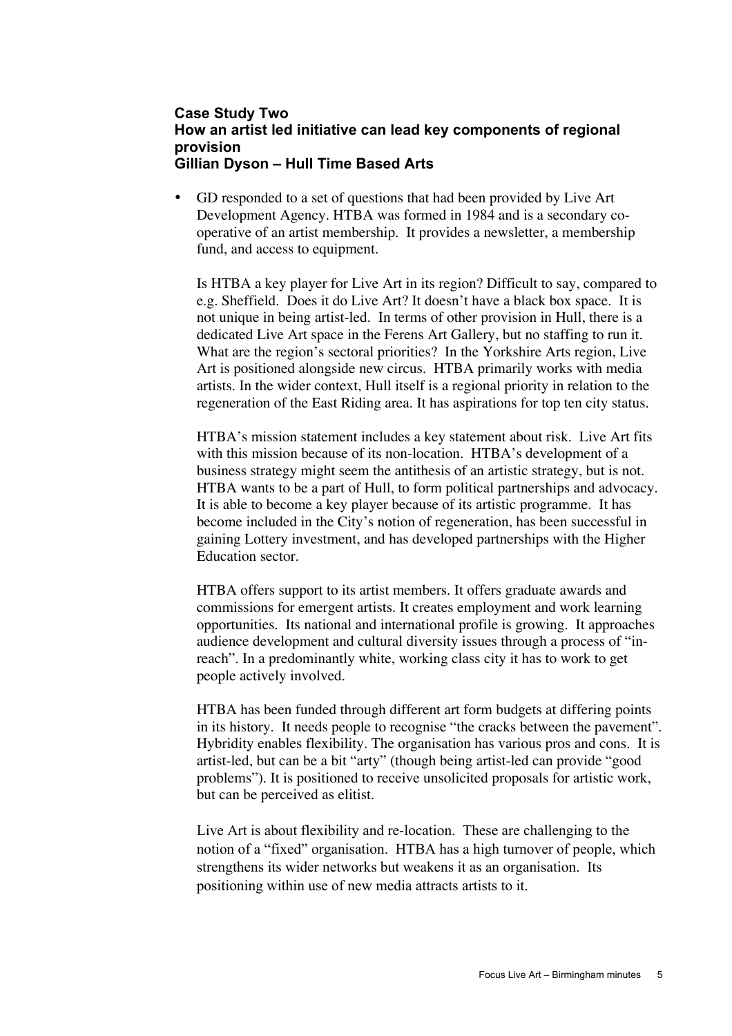### Case Study Two
### How an artist led initiative can lead key components of regional provision
### Gillian Dyson – Hull Time Based Arts

- GD responded to a set of questions that had been provided by Live Art Development Agency. HTBA was formed in 1984 and is a secondary co-operative of an artist membership. It provides a newsletter, a membership fund, and access to equipment.

  Is HTBA a key player for Live Art in its region? Difficult to say, compared to e.g. Sheffield. Does it do Live Art? It doesn't have a black box space. It is not unique in being artist-led. In terms of other provision in Hull, there is a dedicated Live Art space in the Ferens Art Gallery, but no staffing to run it. What are the region's sectoral priorities? In the Yorkshire Arts region, Live Art is positioned alongside new circus. HTBA primarily works with media artists. In the wider context, Hull itself is a regional priority in relation to the regeneration of the East Riding area. It has aspirations for top ten city status.

  HTBA's mission statement includes a key statement about risk. Live Art fits with this mission because of its non-location. HTBA's development of a business strategy might seem the antithesis of an artistic strategy, but is not. HTBA wants to be a part of Hull, to form political partnerships and advocacy. It is able to become a key player because of its artistic programme. It has become included in the City's notion of regeneration, has been successful in gaining Lottery investment, and has developed partnerships with the Higher Education sector.

  HTBA offers support to its artist members. It offers graduate awards and commissions for emergent artists. It creates employment and work learning opportunities. Its national and international profile is growing. It approaches audience development and cultural diversity issues through a process of "in-reach". In a predominantly white, working class city it has to work to get people actively involved.

  HTBA has been funded through different art form budgets at differing points in its history. It needs people to recognise "the cracks between the pavement". Hybridity enables flexibility. The organisation has various pros and cons. It is artist-led, but can be a bit "arty" (though being artist-led can provide "good problems"). It is positioned to receive unsolicited proposals for artistic work, but can be perceived as elitist.

  Live Art is about flexibility and re-location. These are challenging to the notion of a "fixed" organisation. HTBA has a high turnover of people, which strengthens its wider networks but weakens it as an organisation. Its positioning within use of new media attracts artists to it.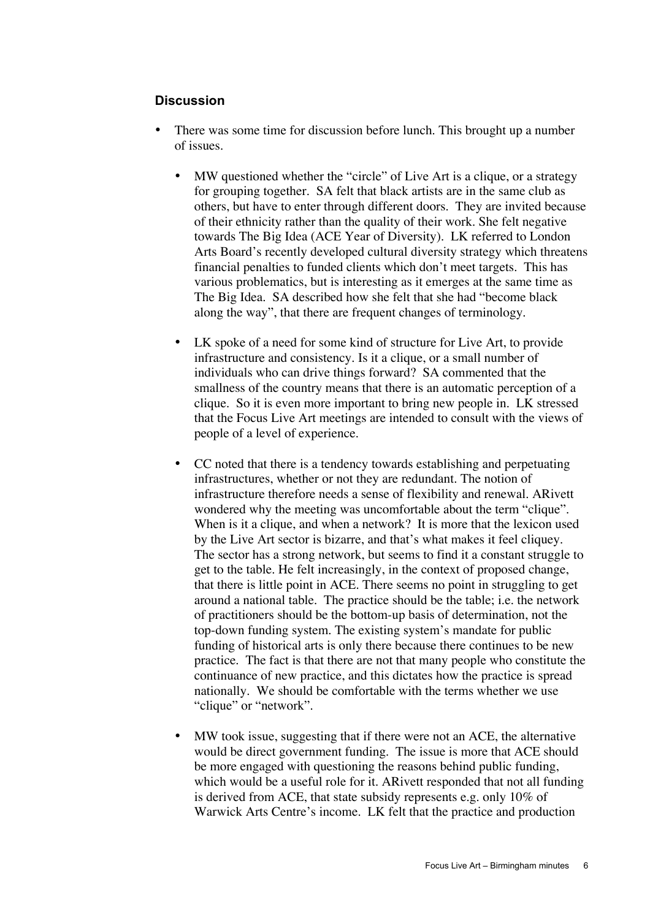### Discussion

- There was some time for discussion before lunch. This brought up a number of issues.

  - MW questioned whether the "circle" of Live Art is a clique, or a strategy for grouping together. SA felt that black artists are in the same club as others, but have to enter through different doors. They are invited because of their ethnicity rather than the quality of their work. She felt negative towards The Big Idea (ACE Year of Diversity). LK referred to London Arts Board's recently developed cultural diversity strategy which threatens financial penalties to funded clients which don't meet targets. This has various problematics, but is interesting as it emerges at the same time as The Big Idea. SA described how she felt that she had "become black along the way", that there are frequent changes of terminology.

  - LK spoke of a need for some kind of structure for Live Art, to provide infrastructure and consistency. Is it a clique, or a small number of individuals who can drive things forward? SA commented that the smallness of the country means that there is an automatic perception of a clique. So it is even more important to bring new people in. LK stressed that the Focus Live Art meetings are intended to consult with the views of people of a level of experience.

  - CC noted that there is a tendency towards establishing and perpetuating infrastructures, whether or not they are redundant. The notion of infrastructure therefore needs a sense of flexibility and renewal. ARivett wondered why the meeting was uncomfortable about the term "clique". When is it a clique, and when a network? It is more that the lexicon used by the Live Art sector is bizarre, and that's what makes it feel cliquey. The sector has a strong network, but seems to find it a constant struggle to get to the table. He felt increasingly, in the context of proposed change, that there is little point in ACE. There seems no point in struggling to get around a national table. The practice should be the table; i.e. the network of practitioners should be the bottom-up basis of determination, not the top-down funding system. The existing system's mandate for public funding of historical arts is only there because there continues to be new practice. The fact is that there are not that many people who constitute the continuance of new practice, and this dictates how the practice is spread nationally. We should be comfortable with the terms whether we use "clique" or "network".

  - MW took issue, suggesting that if there were not an ACE, the alternative would be direct government funding. The issue is more that ACE should be more engaged with questioning the reasons behind public funding, which would be a useful role for it. ARivett responded that not all funding is derived from ACE, that state subsidy represents e.g. only 10% of Warwick Arts Centre's income. LK felt that the practice and production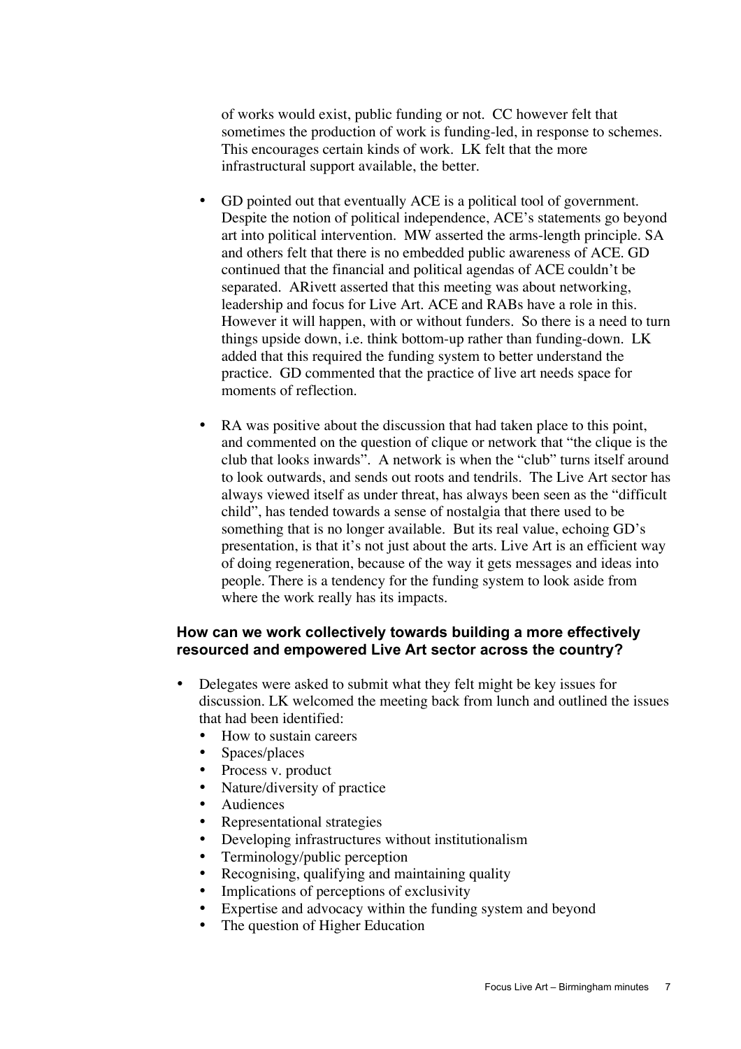of works would exist, public funding or not. CC however felt that sometimes the production of work is funding-led, in response to schemes. This encourages certain kinds of work. LK felt that the more infrastructural support available, the better.

- GD pointed out that eventually ACE is a political tool of government. Despite the notion of political independence, ACE's statements go beyond art into political intervention. MW asserted the arms-length principle. SA and others felt that there is no embedded public awareness of ACE. GD continued that the financial and political agendas of ACE couldn't be separated. ARivett asserted that this meeting was about networking, leadership and focus for Live Art. ACE and RABs have a role in this. However it will happen, with or without funders. So there is a need to turn things upside down, i.e. think bottom-up rather than funding-down. LK added that this required the funding system to better understand the practice. GD commented that the practice of live art needs space for moments of reflection.

- RA was positive about the discussion that had taken place to this point, and commented on the question of clique or network that "the clique is the club that looks inwards". A network is when the "club" turns itself around to look outwards, and sends out roots and tendrils. The Live Art sector has always viewed itself as under threat, has always been seen as the "difficult child", has tended towards a sense of nostalgia that there used to be something that is no longer available. But its real value, echoing GD's presentation, is that it's not just about the arts. Live Art is an efficient way of doing regeneration, because of the way it gets messages and ideas into people. There is a tendency for the funding system to look aside from where the work really has its impacts.

### How can we work collectively towards building a more effectively resourced and empowered Live Art sector across the country?

- Delegates were asked to submit what they felt might be key issues for discussion. LK welcomed the meeting back from lunch and outlined the issues that had been identified:
  - How to sustain careers
  - Spaces/places
  - Process v. product
  - Nature/diversity of practice
  - Audiences
  - Representational strategies
  - Developing infrastructures without institutionalism
  - Terminology/public perception
  - Recognising, qualifying and maintaining quality
  - Implications of perceptions of exclusivity
  - Expertise and advocacy within the funding system and beyond
  - The question of Higher Education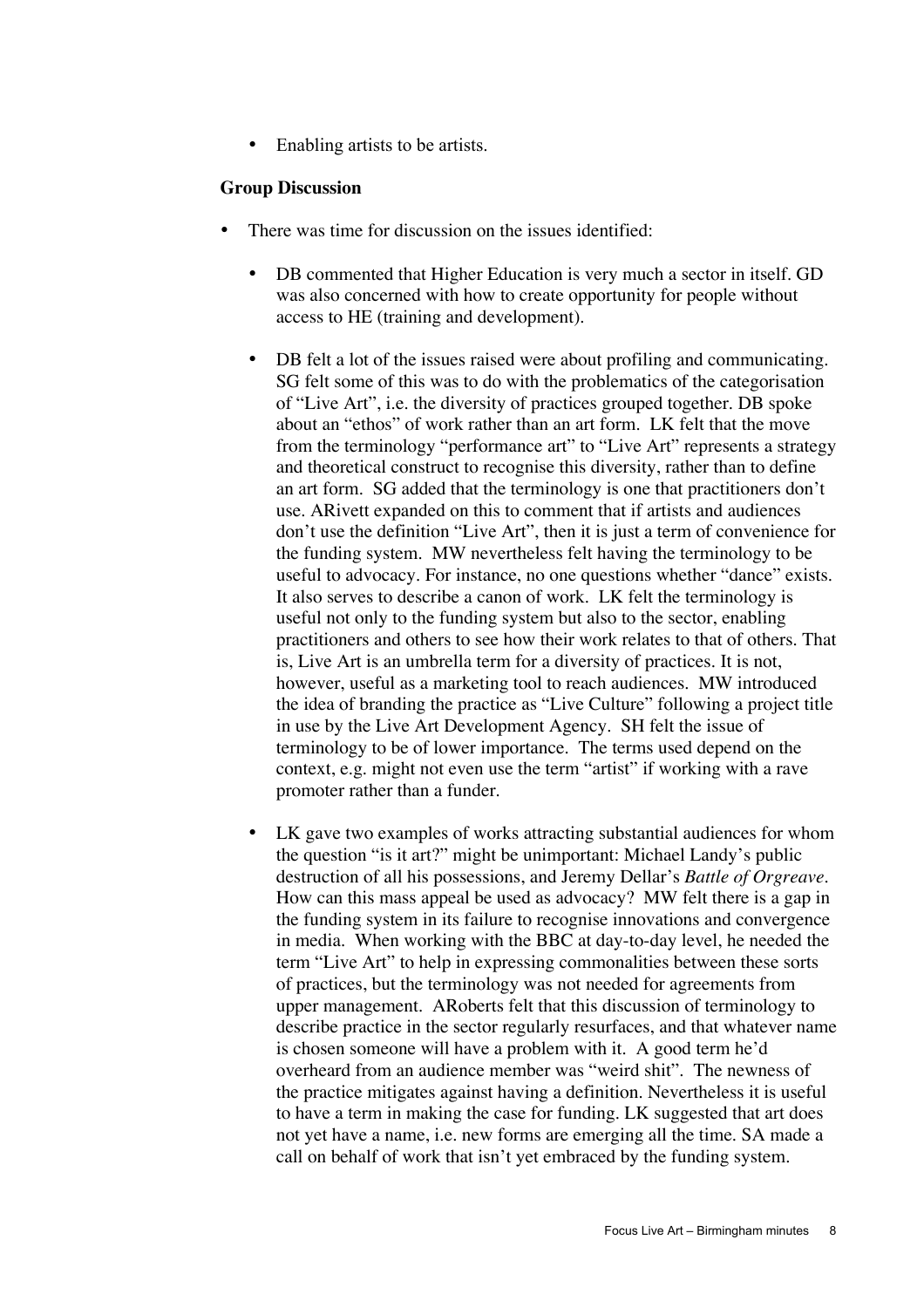- Enabling artists to be artists.

**Group Discussion**

- There was time for discussion on the issues identified:

    - DB commented that Higher Education is very much a sector in itself. GD was also concerned with how to create opportunity for people without access to HE (training and development).

    - DB felt a lot of the issues raised were about profiling and communicating. SG felt some of this was to do with the problematics of the categorisation of "Live Art", i.e. the diversity of practices grouped together. DB spoke about an "ethos" of work rather than an art form. LK felt that the move from the terminology "performance art" to "Live Art" represents a strategy and theoretical construct to recognise this diversity, rather than to define an art form. SG added that the terminology is one that practitioners don't use. ARivett expanded on this to comment that if artists and audiences don't use the definition "Live Art", then it is just a term of convenience for the funding system. MW nevertheless felt having the terminology to be useful to advocacy. For instance, no one questions whether "dance" exists. It also serves to describe a canon of work. LK felt the terminology is useful not only to the funding system but also to the sector, enabling practitioners and others to see how their work relates to that of others. That is, Live Art is an umbrella term for a diversity of practices. It is not, however, useful as a marketing tool to reach audiences. MW introduced the idea of branding the practice as "Live Culture" following a project title in use by the Live Art Development Agency. SH felt the issue of terminology to be of lower importance. The terms used depend on the context, e.g. might not even use the term "artist" if working with a rave promoter rather than a funder.

    - LK gave two examples of works attracting substantial audiences for whom the question "is it art?" might be unimportant: Michael Landy's public destruction of all his possessions, and Jeremy Dellar's *Battle of Orgreave*. How can this mass appeal be used as advocacy? MW felt there is a gap in the funding system in its failure to recognise innovations and convergence in media. When working with the BBC at day-to-day level, he needed the term "Live Art" to help in expressing commonalities between these sorts of practices, but the terminology was not needed for agreements from upper management. ARoberts felt that this discussion of terminology to describe practice in the sector regularly resurfaces, and that whatever name is chosen someone will have a problem with it. A good term he'd overheard from an audience member was "weird shit". The newness of the practice mitigates against having a definition. Nevertheless it is useful to have a term in making the case for funding. LK suggested that art does not yet have a name, i.e. new forms are emerging all the time. SA made a call on behalf of work that isn't yet embraced by the funding system.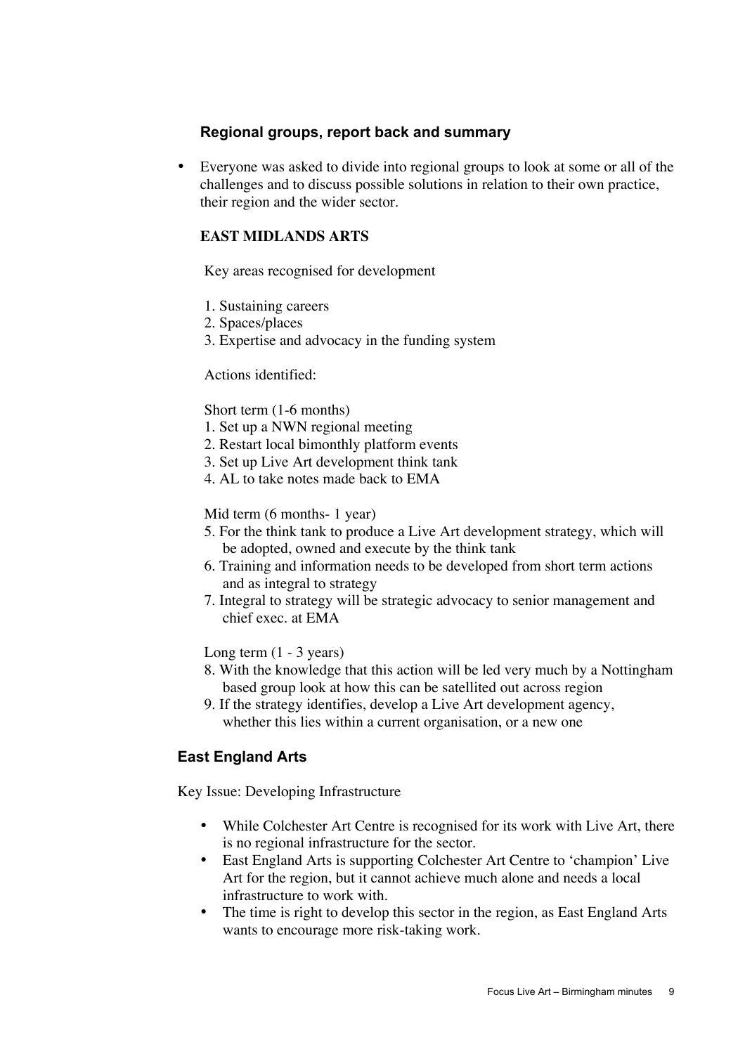### Regional groups, report back and summary

- Everyone was asked to divide into regional groups to look at some or all of the challenges and to discuss possible solutions in relation to their own practice, their region and the wider sector.

#### EAST MIDLANDS ARTS

Key areas recognised for development

1. Sustaining careers
2. Spaces/places
3. Expertise and advocacy in the funding system

Actions identified:

Short term (1-6 months)

1. Set up a NWN regional meeting
2. Restart local bimonthly platform events
3. Set up Live Art development think tank
4. AL to take notes made back to EMA

Mid term (6 months- 1 year)

5. For the think tank to produce a Live Art development strategy, which will be adopted, owned and execute by the think tank
6. Training and information needs to be developed from short term actions and as integral to strategy
7. Integral to strategy will be strategic advocacy to senior management and chief exec. at EMA

Long term (1 - 3 years)

8. With the knowledge that this action will be led very much by a Nottingham based group look at how this can be satellited out across region
9. If the strategy identifies, develop a Live Art development agency, whether this lies within a current organisation, or a new one

### East England Arts

Key Issue: Developing Infrastructure

- While Colchester Art Centre is recognised for its work with Live Art, there is no regional infrastructure for the sector.
- East England Arts is supporting Colchester Art Centre to 'champion' Live Art for the region, but it cannot achieve much alone and needs a local infrastructure to work with.
- The time is right to develop this sector in the region, as East England Arts wants to encourage more risk-taking work.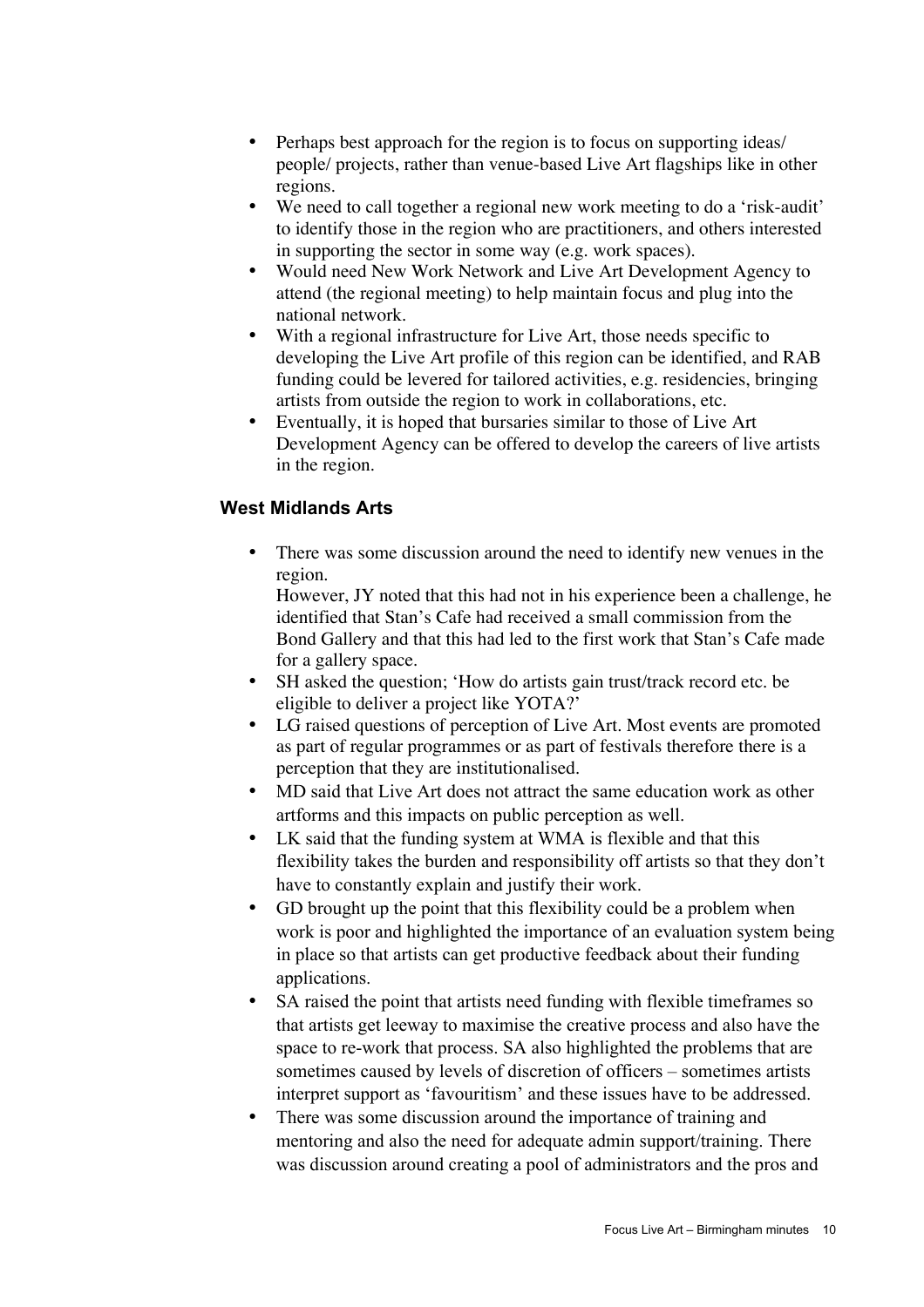- Perhaps best approach for the region is to focus on supporting ideas/ people/ projects, rather than venue-based Live Art flagships like in other regions.
- We need to call together a regional new work meeting to do a 'risk-audit' to identify those in the region who are practitioners, and others interested in supporting the sector in some way (e.g. work spaces).
- Would need New Work Network and Live Art Development Agency to attend (the regional meeting) to help maintain focus and plug into the national network.
- With a regional infrastructure for Live Art, those needs specific to developing the Live Art profile of this region can be identified, and RAB funding could be levered for tailored activities, e.g. residencies, bringing artists from outside the region to work in collaborations, etc.
- Eventually, it is hoped that bursaries similar to those of Live Art Development Agency can be offered to develop the careers of live artists in the region.

### West Midlands Arts

- There was some discussion around the need to identify new venues in the region.
  However, JY noted that this had not in his experience been a challenge, he identified that Stan's Cafe had received a small commission from the Bond Gallery and that this had led to the first work that Stan's Cafe made for a gallery space.
- SH asked the question; 'How do artists gain trust/track record etc. be eligible to deliver a project like YOTA?'
- LG raised questions of perception of Live Art. Most events are promoted as part of regular programmes or as part of festivals therefore there is a perception that they are institutionalised.
- MD said that Live Art does not attract the same education work as other artforms and this impacts on public perception as well.
- LK said that the funding system at WMA is flexible and that this flexibility takes the burden and responsibility off artists so that they don't have to constantly explain and justify their work.
- GD brought up the point that this flexibility could be a problem when work is poor and highlighted the importance of an evaluation system being in place so that artists can get productive feedback about their funding applications.
- SA raised the point that artists need funding with flexible timeframes so that artists get leeway to maximise the creative process and also have the space to re-work that process. SA also highlighted the problems that are sometimes caused by levels of discretion of officers – sometimes artists interpret support as 'favouritism' and these issues have to be addressed.
- There was some discussion around the importance of training and mentoring and also the need for adequate admin support/training. There was discussion around creating a pool of administrators and the pros and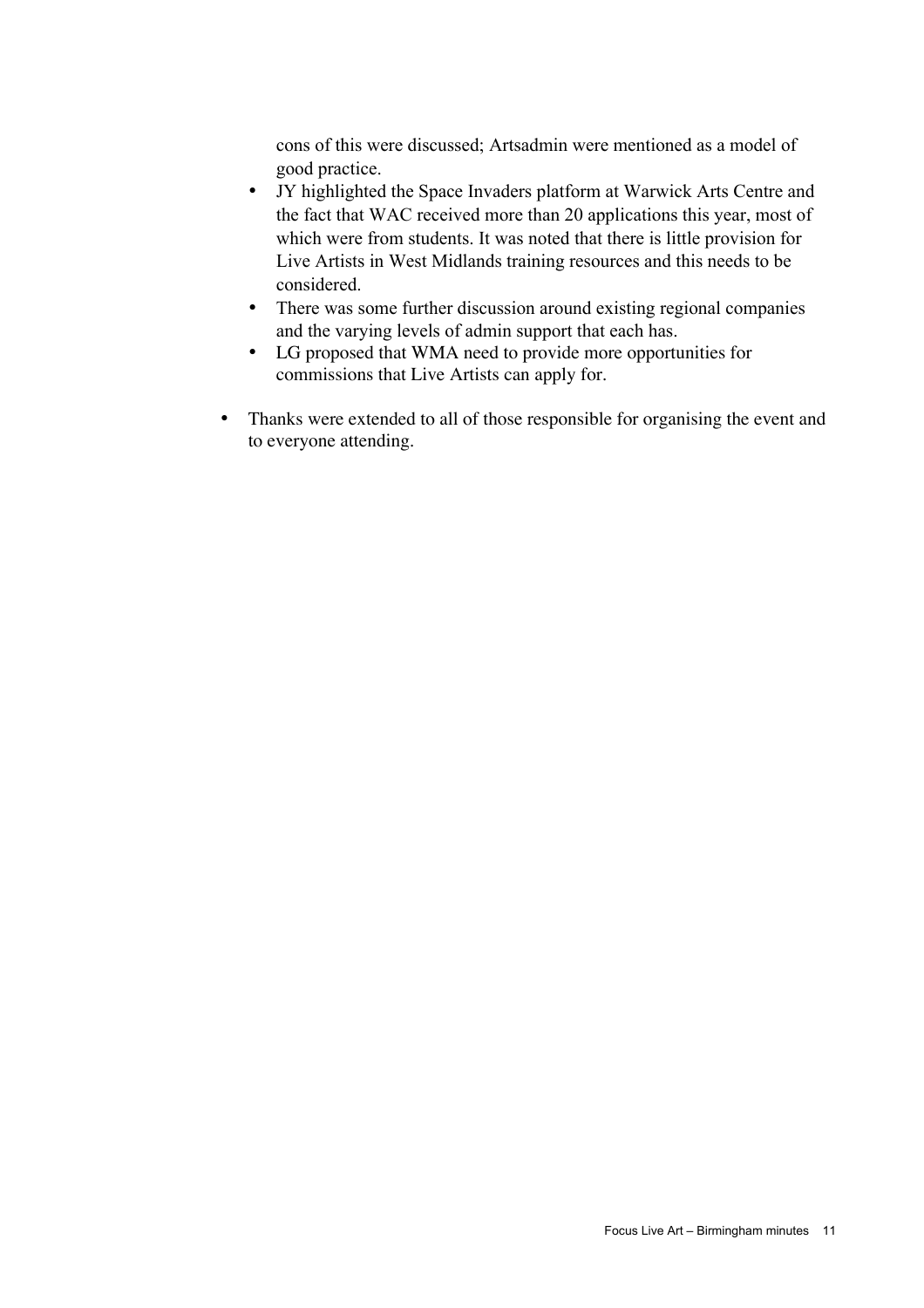cons of this were discussed; Artsadmin were mentioned as a model of good practice.
- JY highlighted the Space Invaders platform at Warwick Arts Centre and the fact that WAC received more than 20 applications this year, most of which were from students. It was noted that there is little provision for Live Artists in West Midlands training resources and this needs to be considered.
- There was some further discussion around existing regional companies and the varying levels of admin support that each has.
- LG proposed that WMA need to provide more opportunities for commissions that Live Artists can apply for.

- Thanks were extended to all of those responsible for organising the event and to everyone attending.